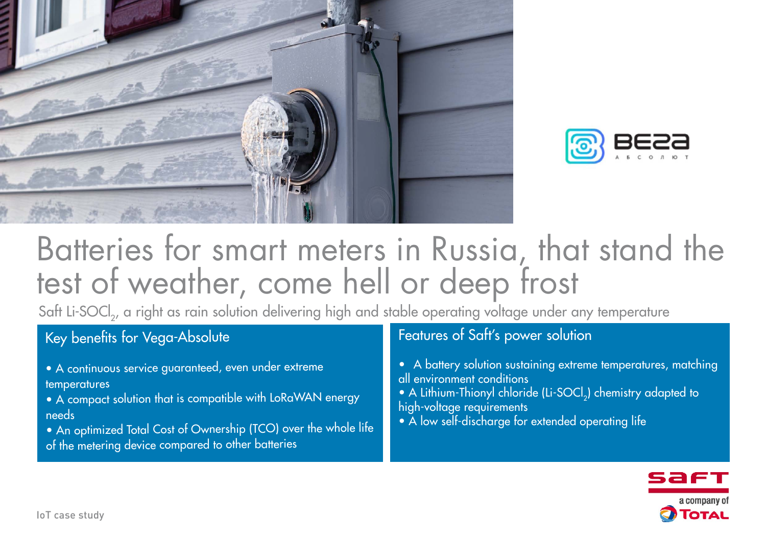# Batteries for smart meters in Russia, that stand the test of weather, come hell or deep frost

Saft Li-$SOCl_2$, a right as rain solution delivering high and stable operating voltage under any temperature

## Key benefits for Vega-Absolute

- A continuous service guaranteed, even under extreme temperatures
- A compact solution that is compatible with LoRaWAN energy needs
- An optimized Total Cost of Ownership (TCO) over the whole life of the metering device compared to other batteries

## Features of Saft's power solution

- A battery solution sustaining extreme temperatures, matching all environment conditions
- A Lithium-Thionyl chloride (Li-$SOCl_2$) chemistry adapted to high-voltage requirements
- A low self-discharge for extended operating life

IoT case study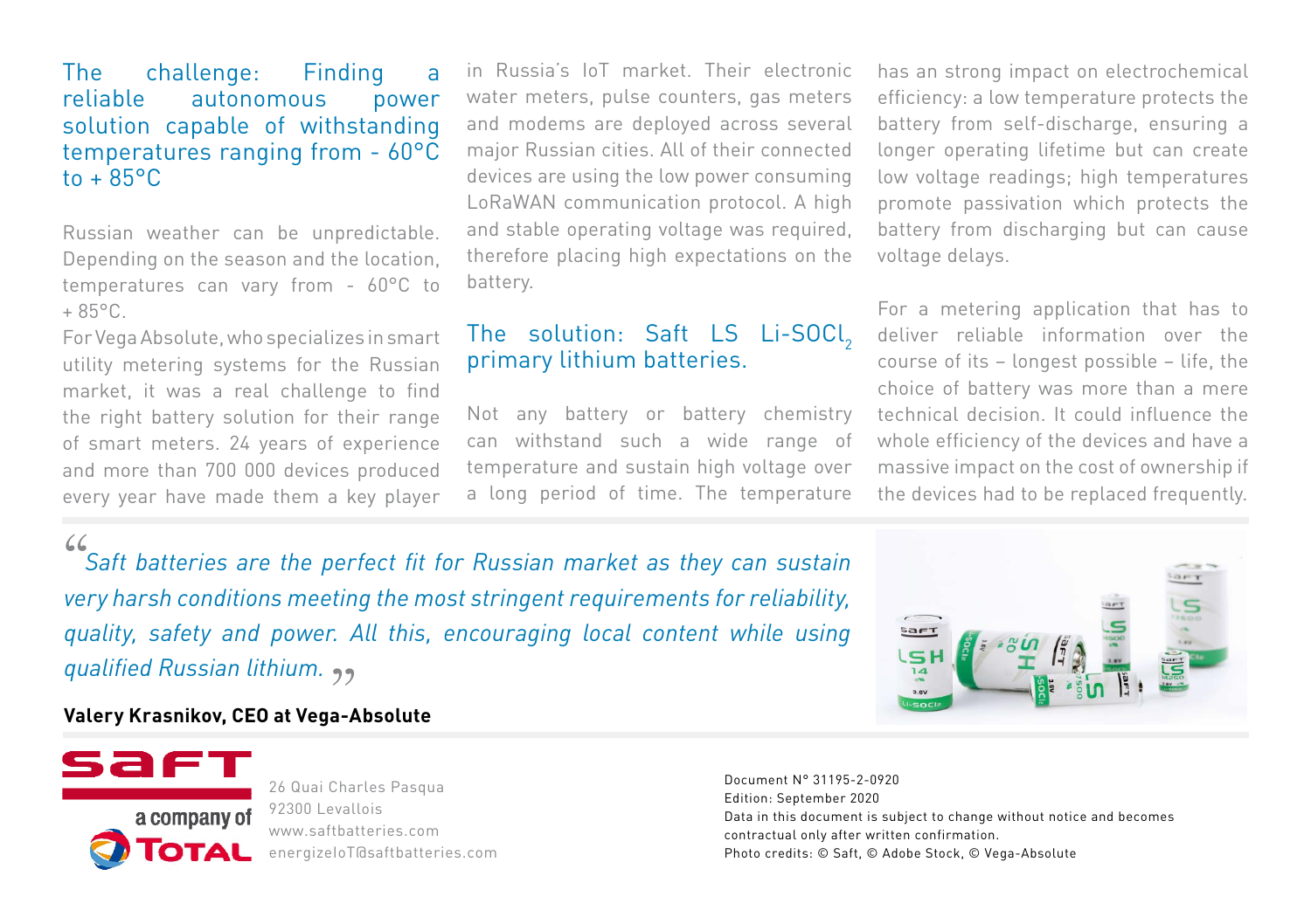## The challenge: Finding a reliable autonomous power solution capable of withstanding temperatures ranging from - 60°C to + 85°C

Russian weather can be unpredictable. Depending on the season and the location, temperatures can vary from - 60°C to + 85°C.

For Vega Absolute, who specializes in smart utility metering systems for the Russian market, it was a real challenge to find the right battery solution for their range of smart meters. 24 years of experience and more than 700 000 devices produced every year have made them a key player in Russia's IoT market. Their electronic water meters, pulse counters, gas meters and modems are deployed across several major Russian cities. All of their connected devices are using the low power consuming LoRaWAN communication protocol. A high and stable operating voltage was required, therefore placing high expectations on the battery.

## The solution: Saft LS Li-$SOCl_2$ primary lithium batteries.

Not any battery or battery chemistry can withstand such a wide range of temperature and sustain high voltage over a long period of time. The temperature has an strong impact on electrochemical efficiency: a low temperature protects the battery from self-discharge, ensuring a longer operating lifetime but can create low voltage readings; high temperatures promote passivation which protects the battery from discharging but can cause voltage delays.

For a metering application that has to deliver reliable information over the course of its – longest possible – life, the choice of battery was more than a mere technical decision. It could influence the whole efficiency of the devices and have a massive impact on the cost of ownership if the devices had to be replaced frequently.

> *"Saft batteries are the perfect fit for Russian market as they can sustain very harsh conditions meeting the most stringent requirements for reliability, quality, safety and power. All this, encouraging local content while using qualified Russian lithium."*

**Valery Krasnikov, CEO at Vega-Absolute**

saft
a company of TOTAL

26 Quai Charles Pasqua
92300 Levallois
www.saftbatteries.com
energizeIoT@saftbatteries.com

Document N° 31195-2-0920
Edition: September 2020
Data in this document is subject to change without notice and becomes contractual only after written confirmation.
Photo credits: © Saft, © Adobe Stock, © Vega-Absolute